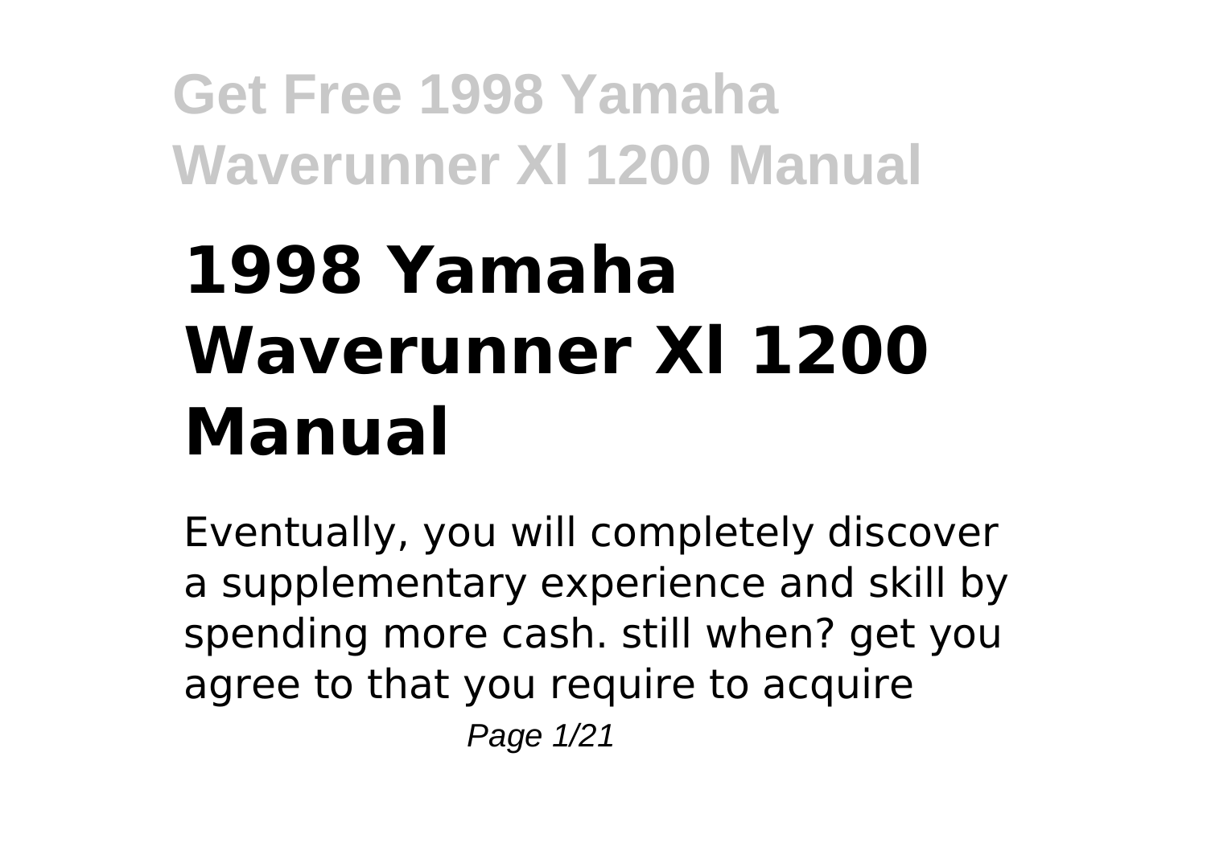# 1998 Yamaha Waverunner Xl 1200 Manual

Eventually, you will completely discover a supplementary experience and skill by spending more cash. still when? get you agree to that you require to acquire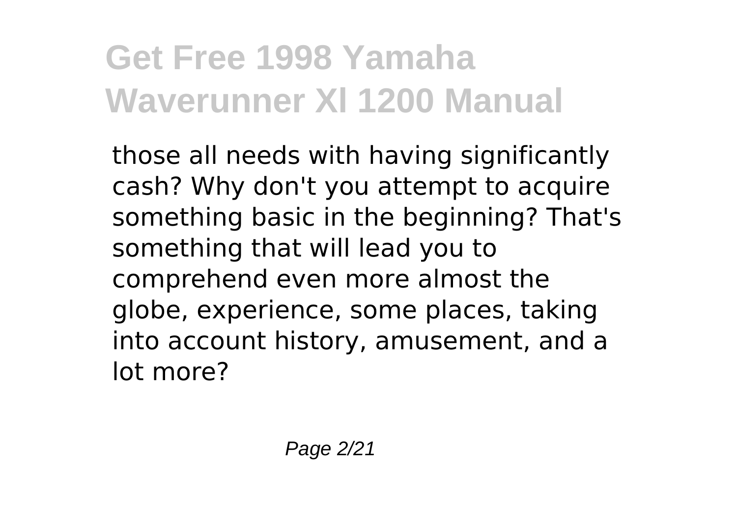those all needs with having significantly cash? Why don't you attempt to acquire something basic in the beginning? That's something that will lead you to comprehend even more almost the globe, experience, some places, taking into account history, amusement, and a lot more?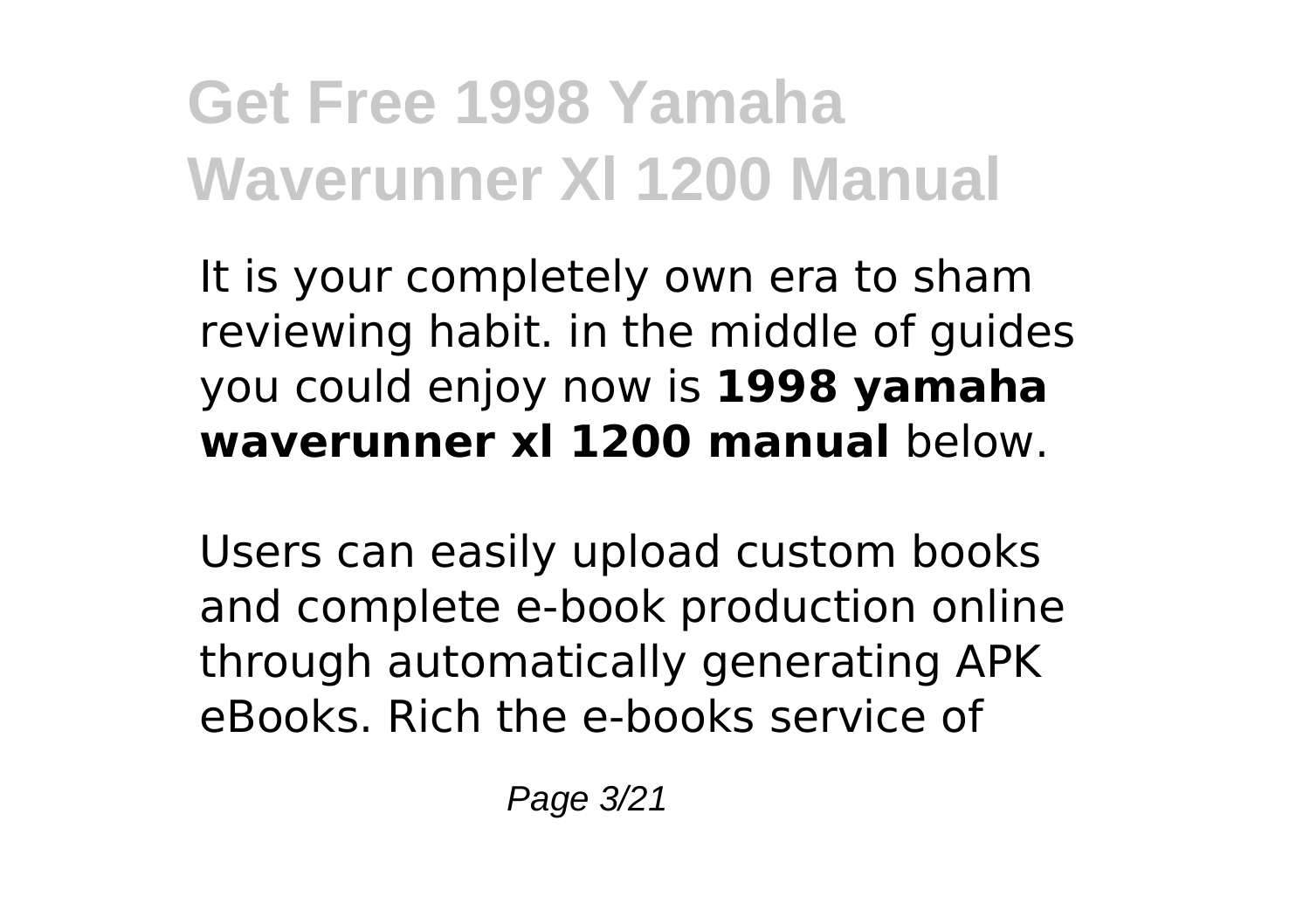It is your completely own era to sham reviewing habit. in the middle of guides you could enjoy now is **1998 yamaha waverunner xl 1200 manual** below.

Users can easily upload custom books and complete e-book production online through automatically generating APK eBooks. Rich the e-books service of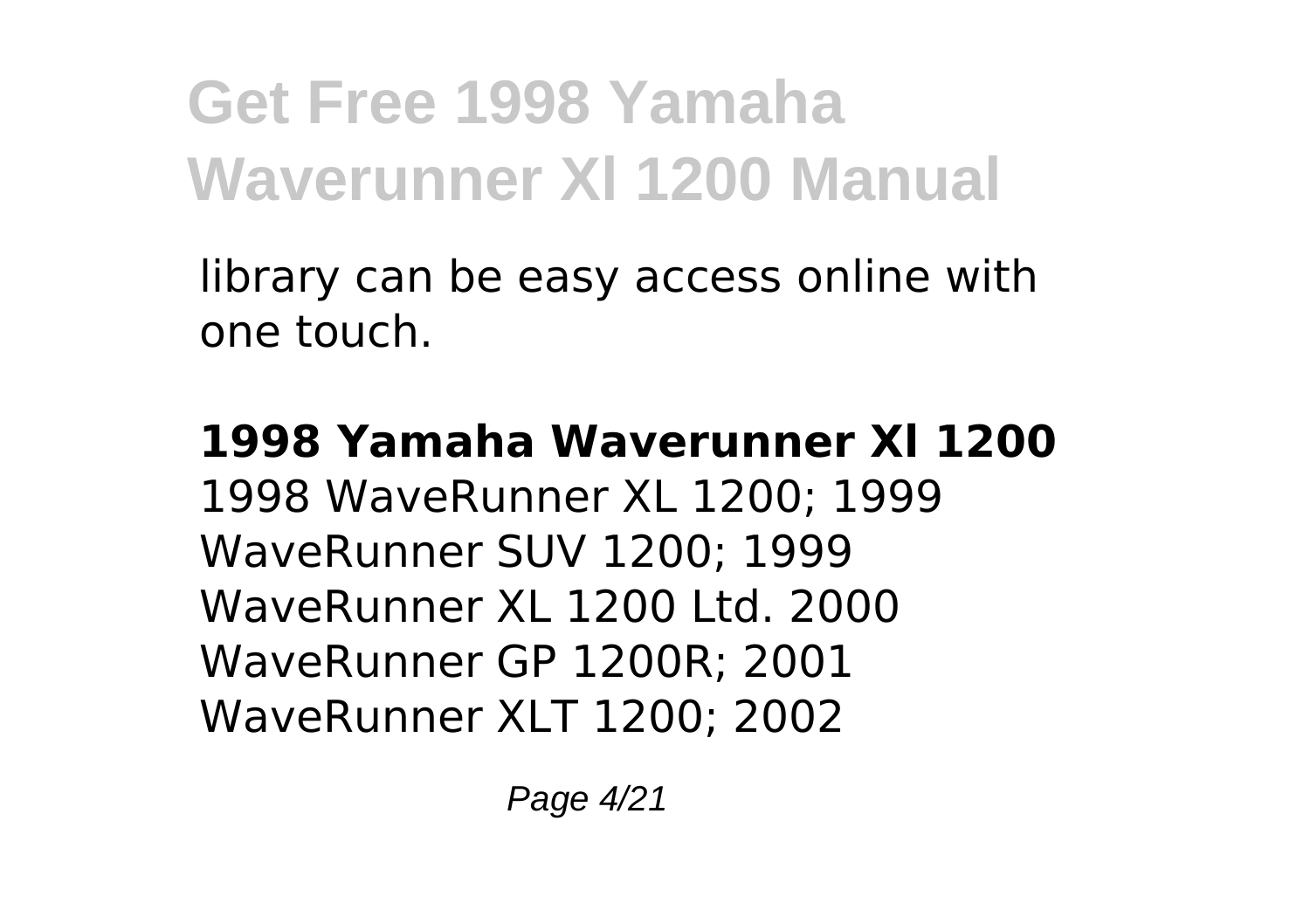library can be easy access online with one touch.

**1998 Yamaha Waverunner Xl 1200**

1998 WaveRunner XL 1200; 1999 WaveRunner SUV 1200; 1999 WaveRunner XL 1200 Ltd. 2000 WaveRunner GP 1200R; 2001 WaveRunner XLT 1200; 2002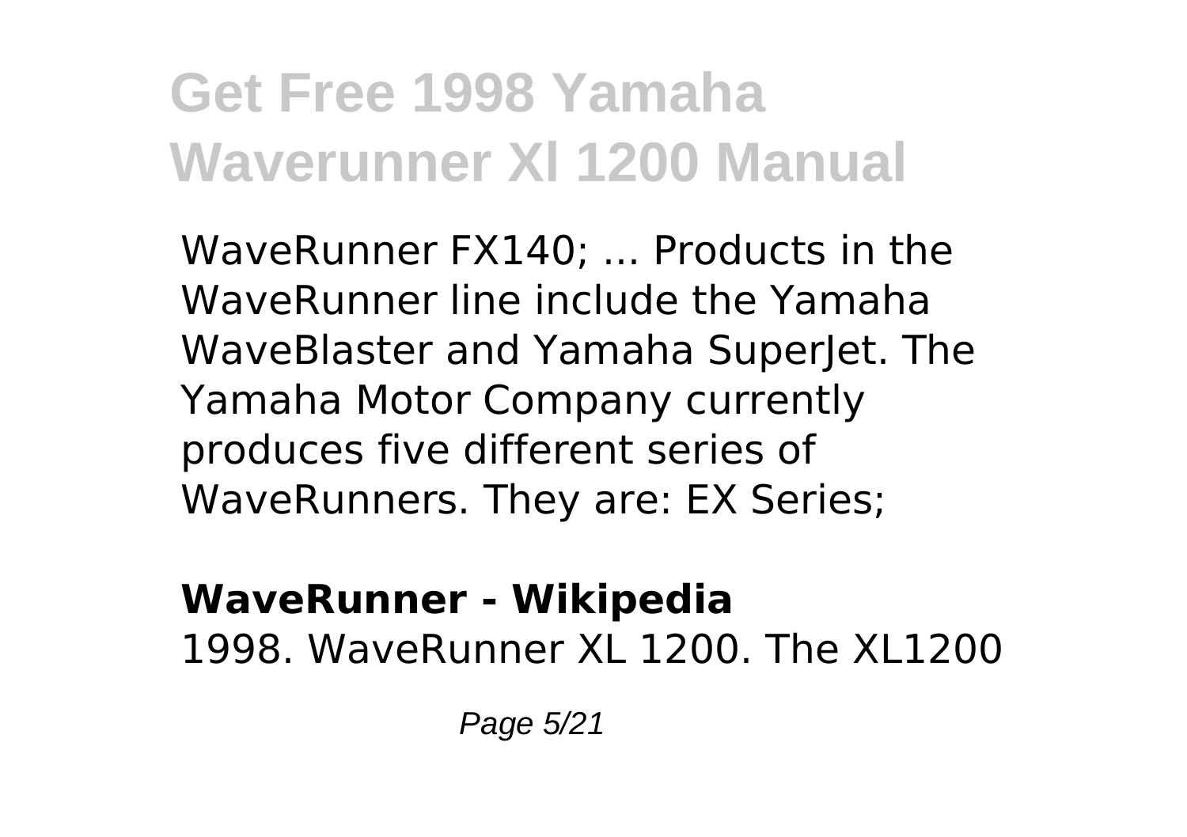WaveRunner FX140; ... Products in the WaveRunner line include the Yamaha WaveBlaster and Yamaha SuperJet. The Yamaha Motor Company currently produces five different series of WaveRunners. They are: EX Series;

**WaveRunner - Wikipedia**

1998. WaveRunner XL 1200. The XL1200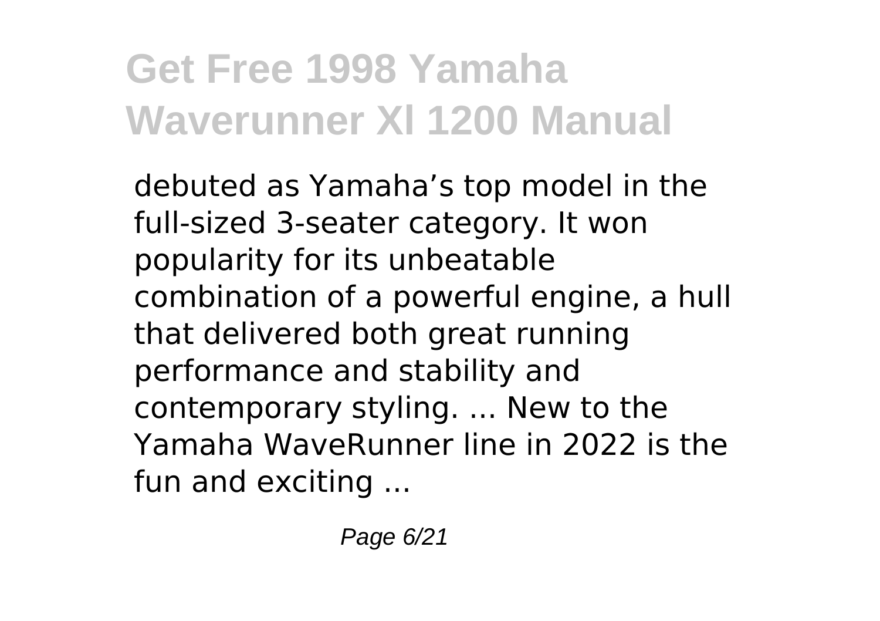debuted as Yamaha's top model in the full-sized 3-seater category. It won popularity for its unbeatable combination of a powerful engine, a hull that delivered both great running performance and stability and contemporary styling. ... New to the Yamaha WaveRunner line in 2022 is the fun and exciting ...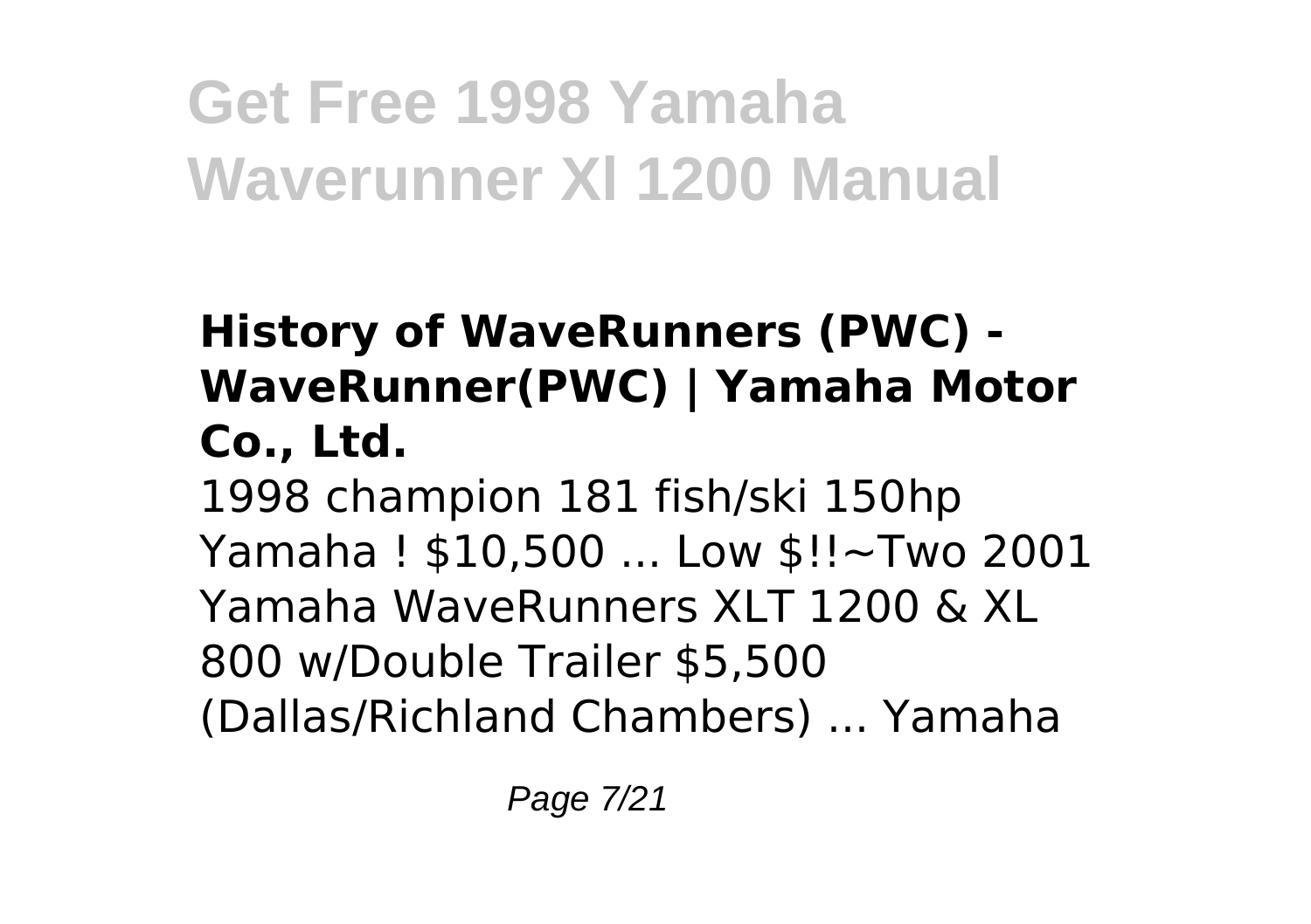### History of WaveRunners (PWC) - WaveRunner(PWC) | Yamaha Motor Co., Ltd.

1998 champion 181 fish/ski 150hp Yamaha ! $10,500 ... Low $!!~Two 2001 Yamaha WaveRunners XLT 1200 & XL 800 w/Double Trailer $5,500 (Dallas/Richland Chambers) ... Yamaha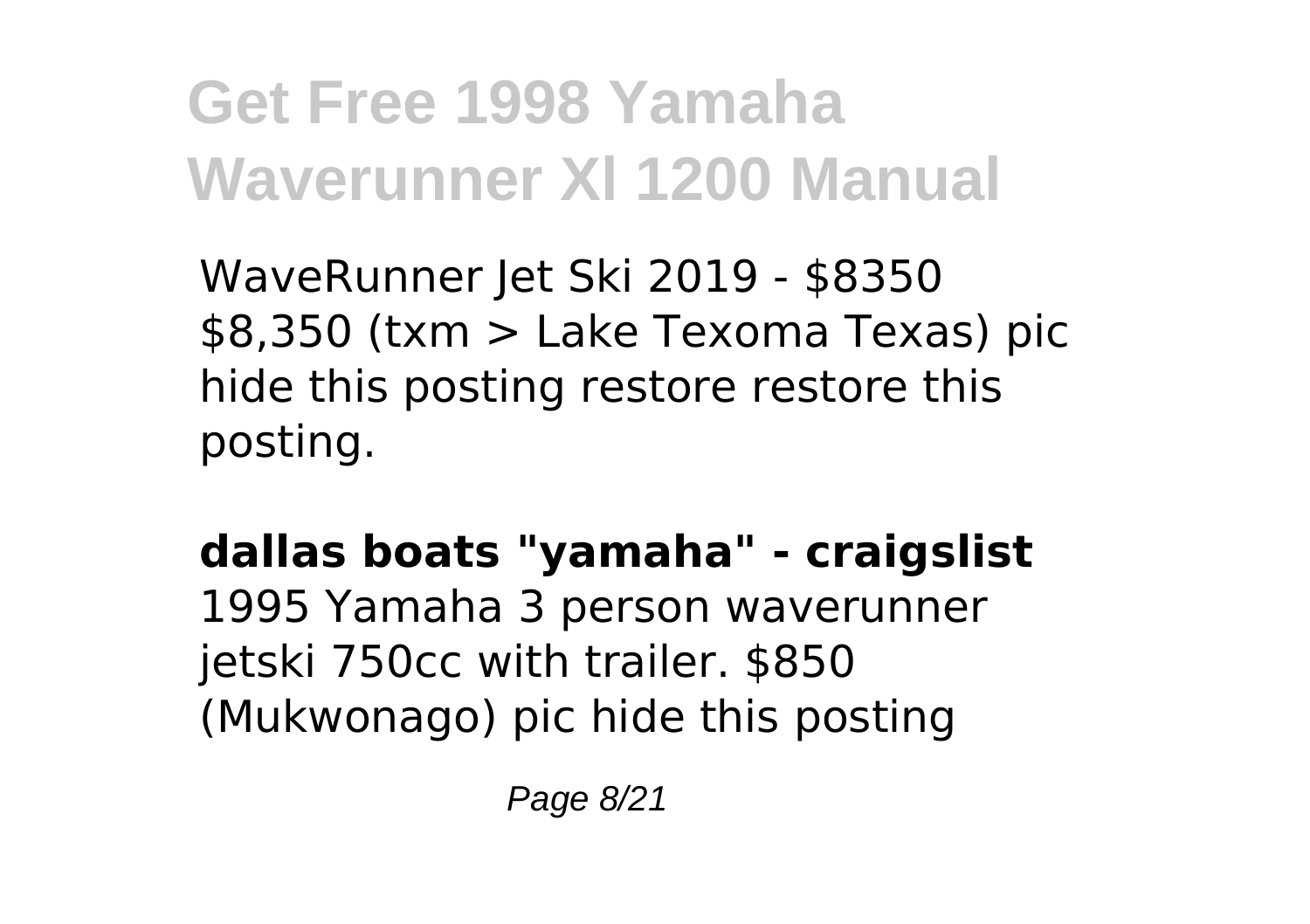WaveRunner Jet Ski 2019 - $8350 $8,350 (txm > Lake Texoma Texas) pic hide this posting restore restore this posting.

**dallas boats "yamaha" - craigslist**

1995 Yamaha 3 person waverunner jetski 750cc with trailer. $850 (Mukwonago) pic hide this posting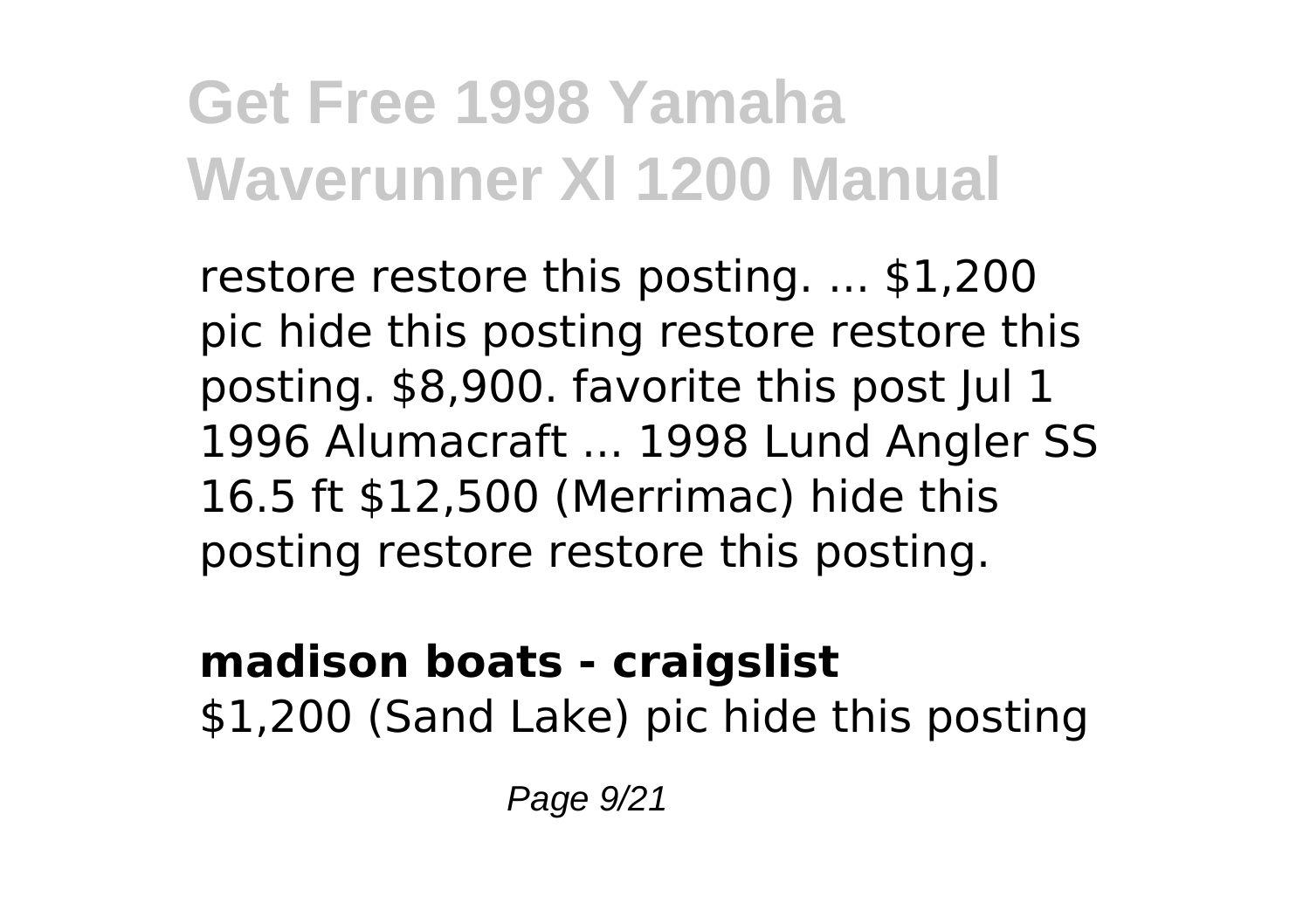restore restore this posting. ... $1,200 pic hide this posting restore restore this posting. $8,900. favorite this post Jul 1 1996 Alumacraft ... 1998 Lund Angler SS 16.5 ft $12,500 (Merrimac) hide this posting restore restore this posting.

**madison boats - craigslist**

$1,200 (Sand Lake) pic hide this posting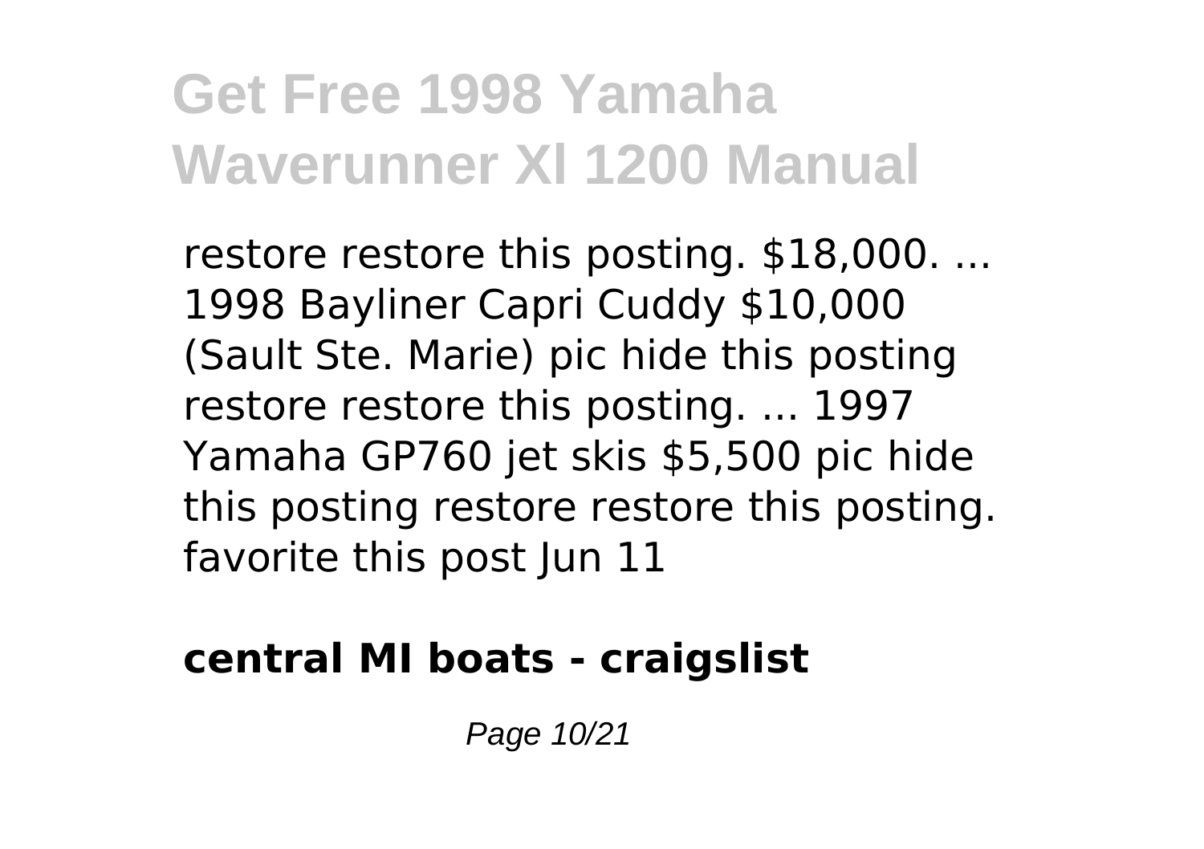restore restore this posting. $18,000. ... 1998 Bayliner Capri Cuddy $10,000 (Sault Ste. Marie) pic hide this posting restore restore this posting. ... 1997 Yamaha GP760 jet skis $5,500 pic hide this posting restore restore this posting. favorite this post Jun 11

**central MI boats - craigslist**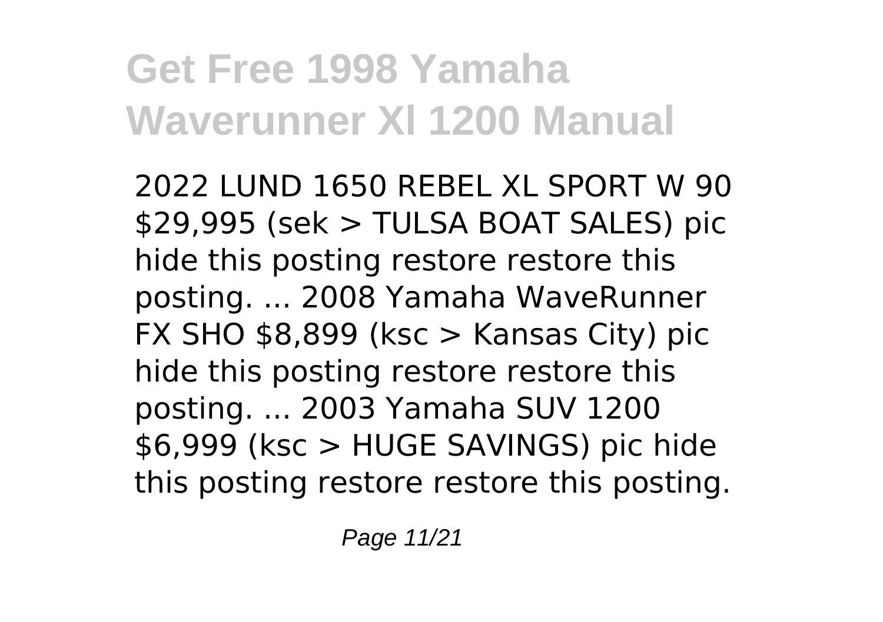2022 LUND 1650 REBEL XL SPORT W 90 $29,995 (sek > TULSA BOAT SALES) pic hide this posting restore restore this posting. ... 2008 Yamaha WaveRunner FX SHO $8,899 (ksc > Kansas City) pic hide this posting restore restore this posting. ... 2003 Yamaha SUV 1200 $6,999 (ksc > HUGE SAVINGS) pic hide this posting restore restore this posting.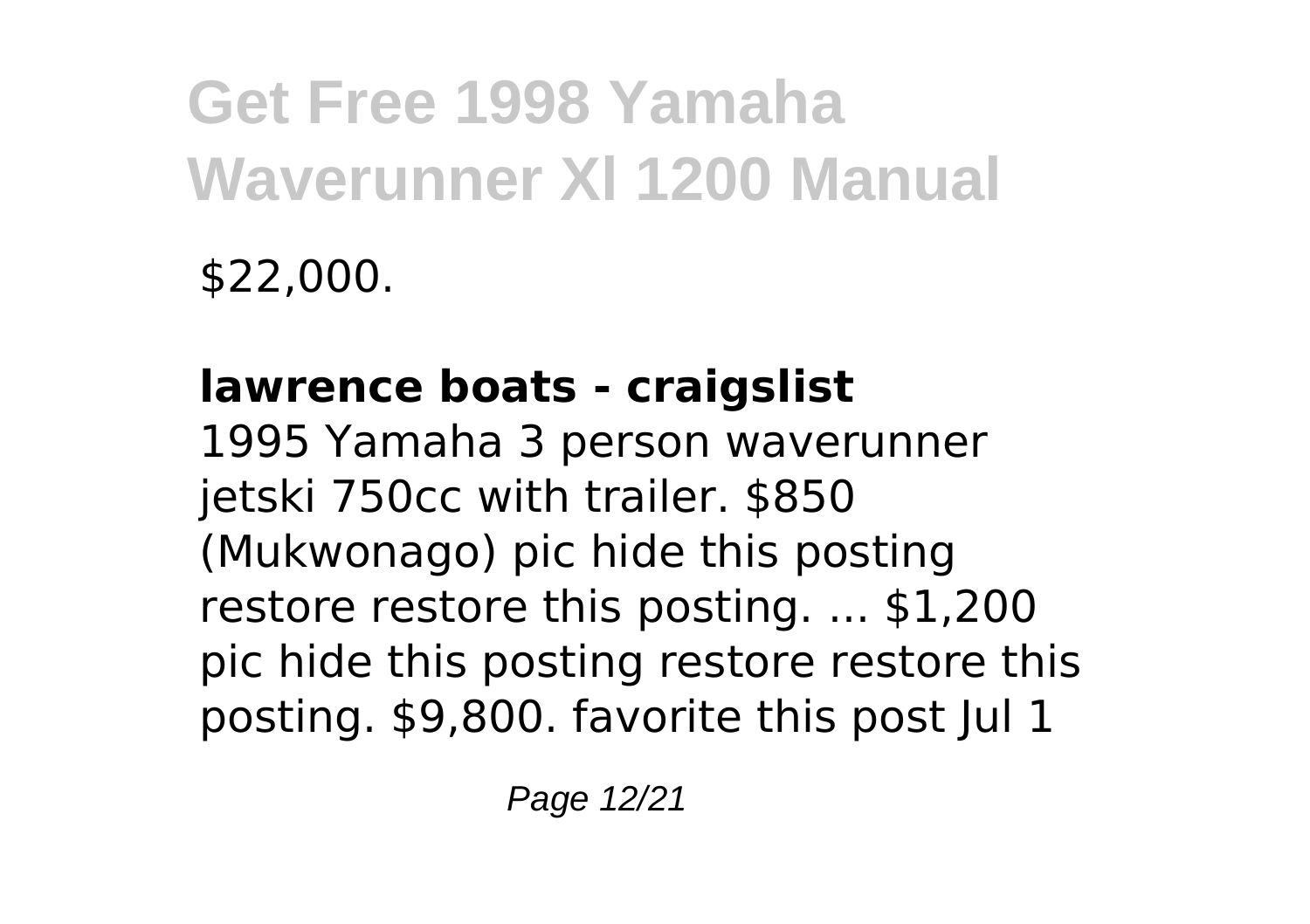$22,000.

**lawrence boats - craigslist**

1995 Yamaha 3 person waverunner jetski 750cc with trailer. $850 (Mukwonago) pic hide this posting restore restore this posting. ... $1,200 pic hide this posting restore restore this posting. $9,800. favorite this post Jul 1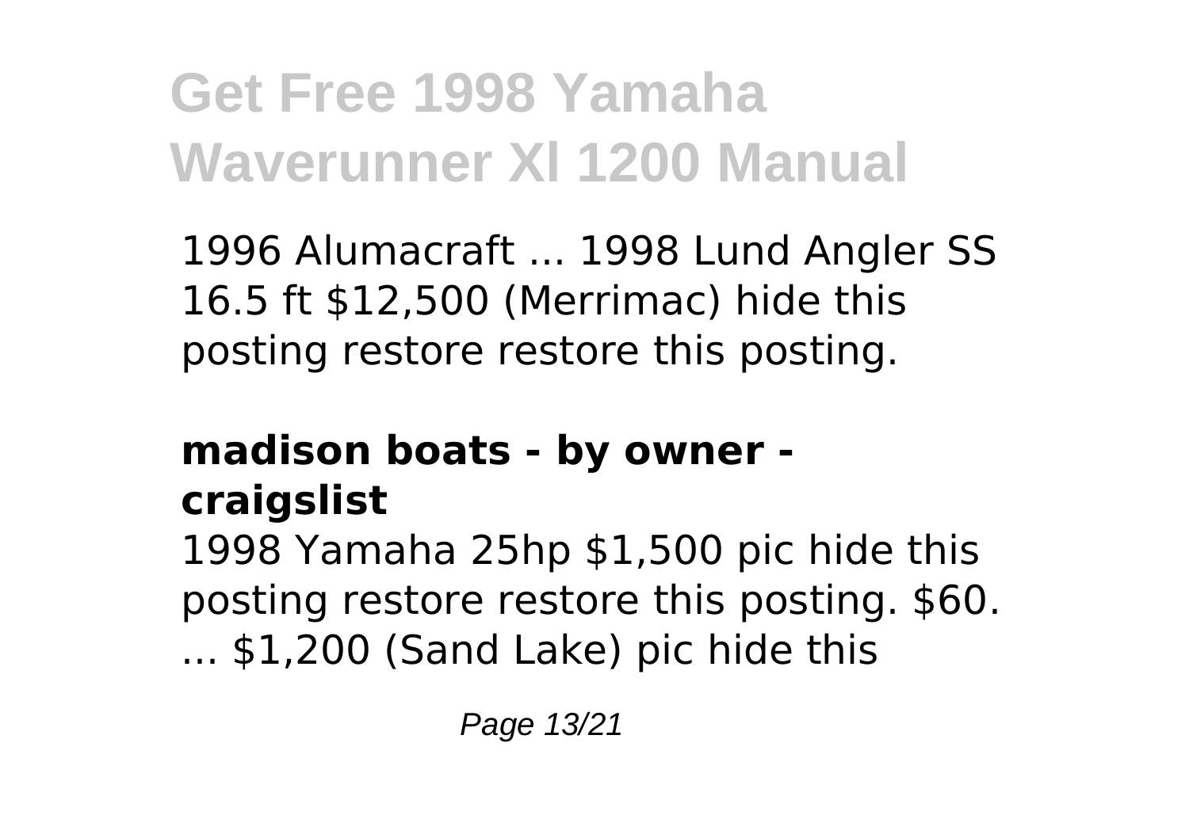1996 Alumacraft ... 1998 Lund Angler SS 16.5 ft $12,500 (Merrimac) hide this posting restore restore this posting.

**madison boats - by owner - craigslist**

1998 Yamaha 25hp $1,500 pic hide this posting restore restore this posting. $60. ... $1,200 (Sand Lake) pic hide this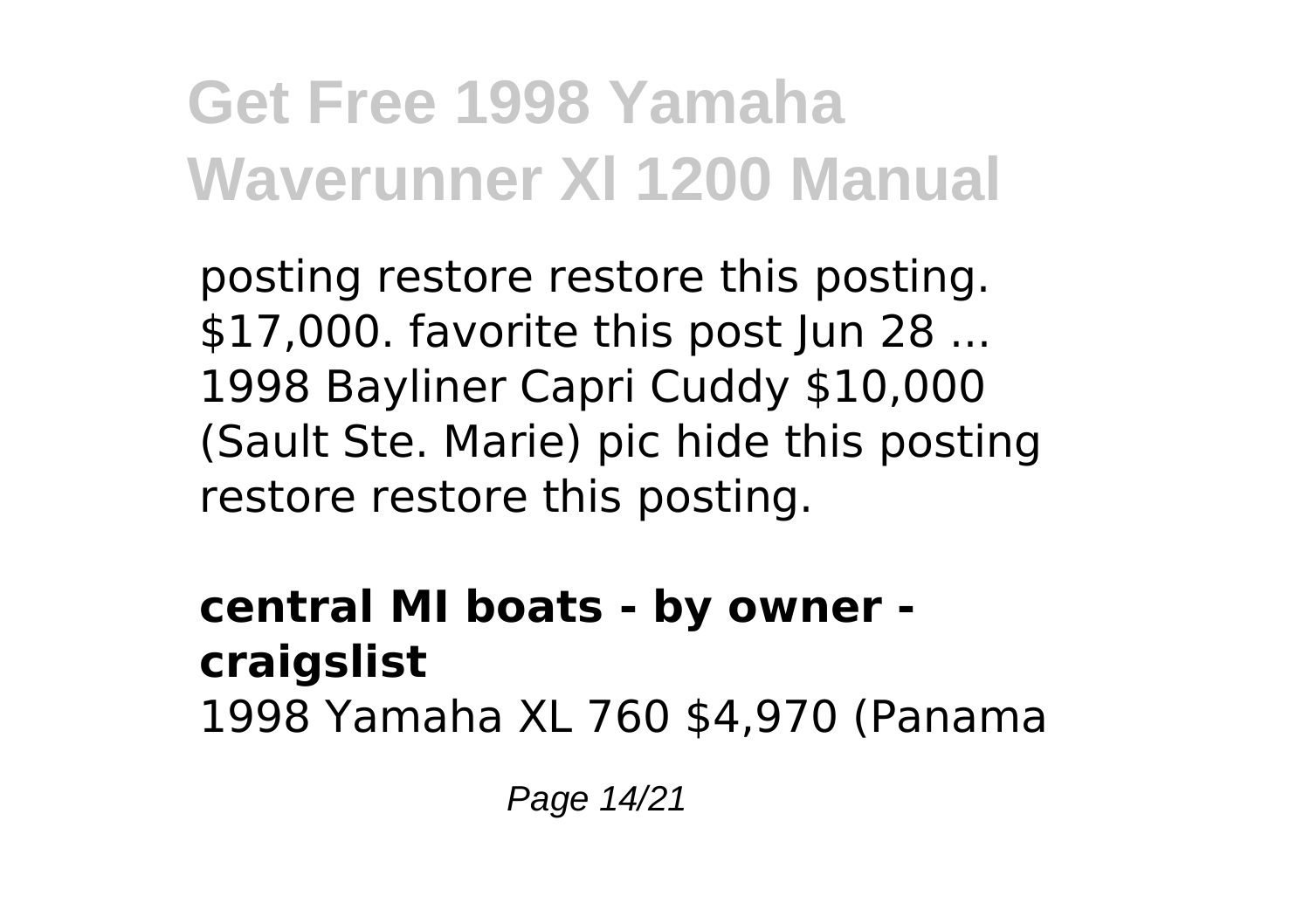posting restore restore this posting. $17,000. favorite this post Jun 28 ... 1998 Bayliner Capri Cuddy $10,000 (Sault Ste. Marie) pic hide this posting restore restore this posting.

**central MI boats - by owner - craigslist**

1998 Yamaha XL 760 $4,970 (Panama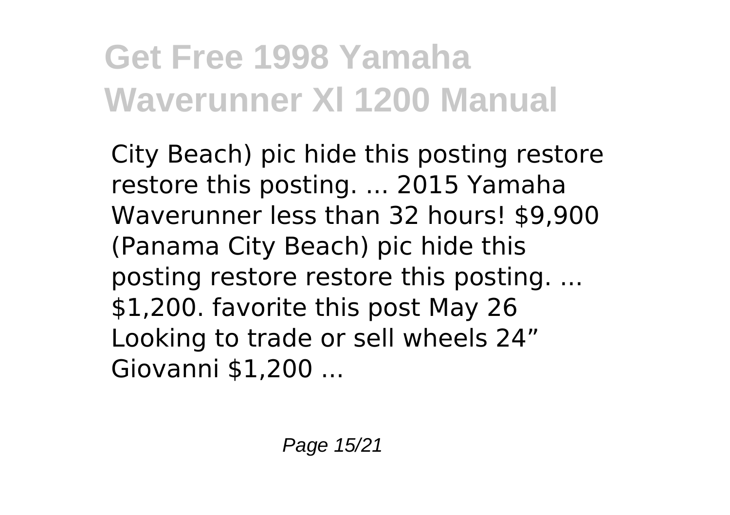City Beach) pic hide this posting restore restore this posting. ... 2015 Yamaha Waverunner less than 32 hours! $9,900 (Panama City Beach) pic hide this posting restore restore this posting. ... $1,200. favorite this post May 26 Looking to trade or sell wheels 24" Giovanni $1,200 ...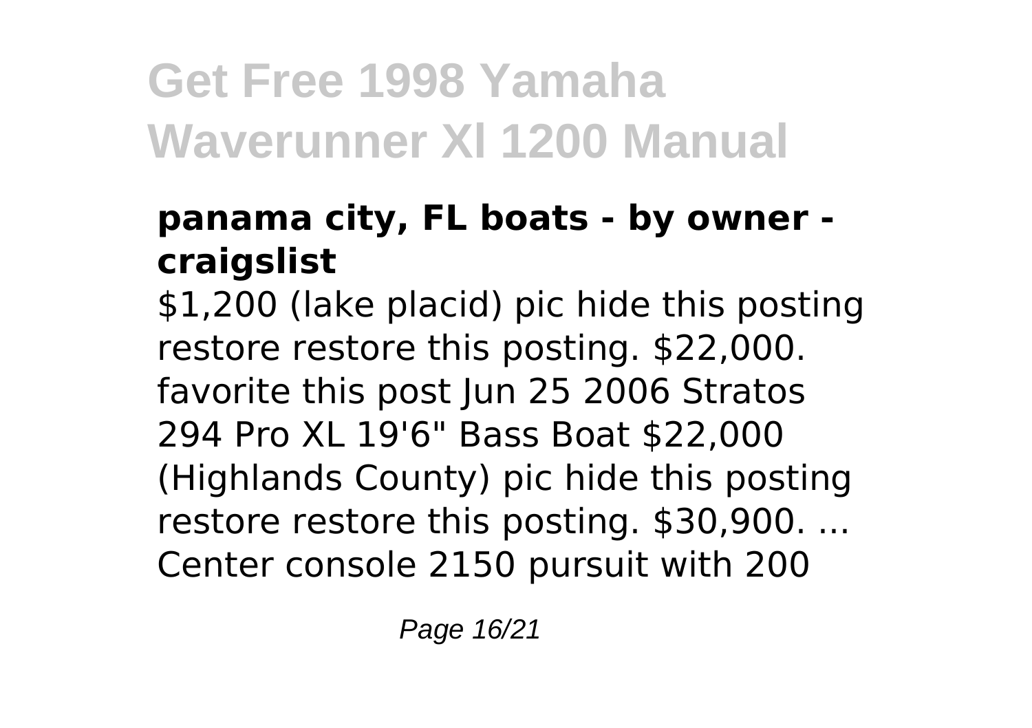**panama city, FL boats - by owner - craigslist**

$1,200 (lake placid) pic hide this posting restore restore this posting. $22,000. favorite this post Jun 25 2006 Stratos 294 Pro XL 19'6" Bass Boat $22,000 (Highlands County) pic hide this posting restore restore this posting. $30,900. ... Center console 2150 pursuit with 200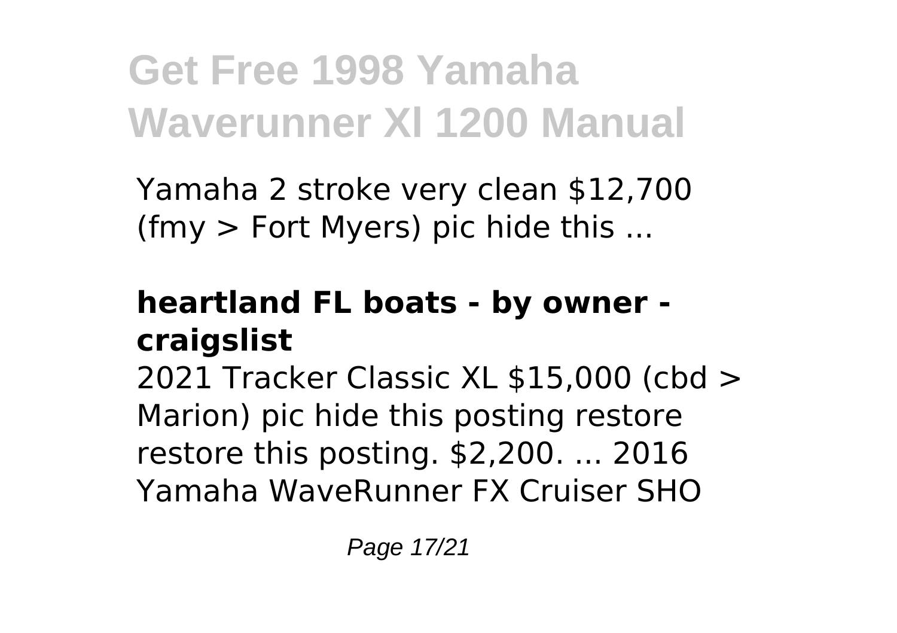Yamaha 2 stroke very clean $12,700 (fmy > Fort Myers) pic hide this ...

**heartland FL boats - by owner - craigslist**

2021 Tracker Classic XL $15,000 (cbd > Marion) pic hide this posting restore restore this posting. $2,200. ... 2016 Yamaha WaveRunner FX Cruiser SHO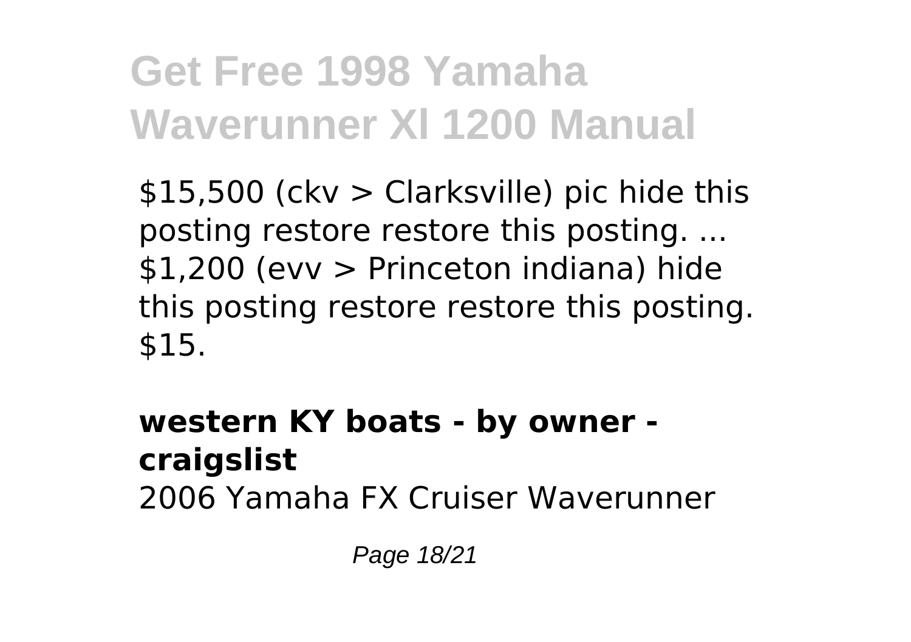$15,500 (ckv > Clarksville) pic hide this posting restore restore this posting. ... $1,200 (evv > Princeton indiana) hide this posting restore restore this posting. $15.

**western KY boats - by owner - craigslist**

2006 Yamaha FX Cruiser Waverunner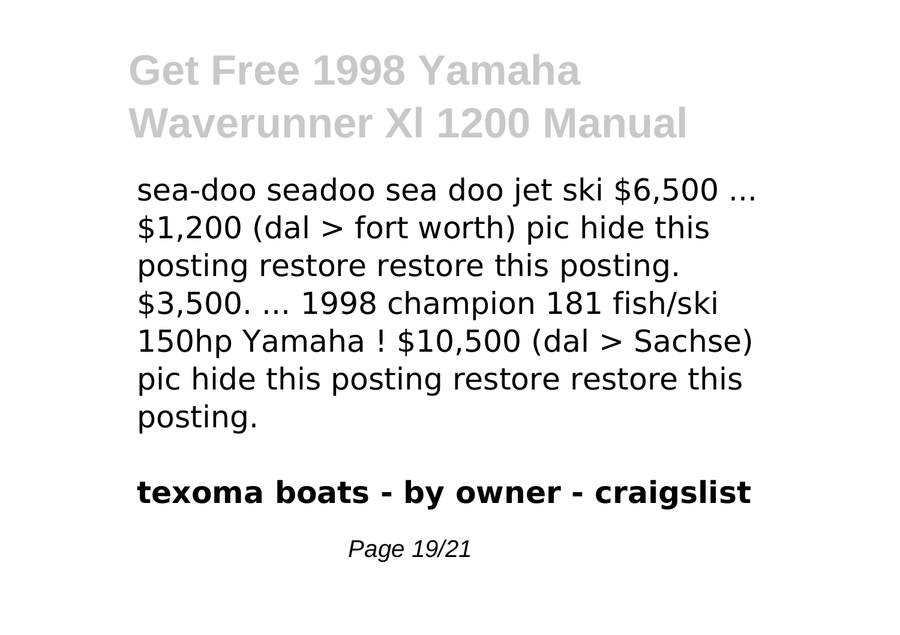sea-doo seadoo sea doo jet ski $6,500 ... $1,200 (dal > fort worth) pic hide this posting restore restore this posting. $3,500. ... 1998 champion 181 fish/ski 150hp Yamaha ! $10,500 (dal > Sachse) pic hide this posting restore restore this posting.

**texoma boats - by owner - craigslist**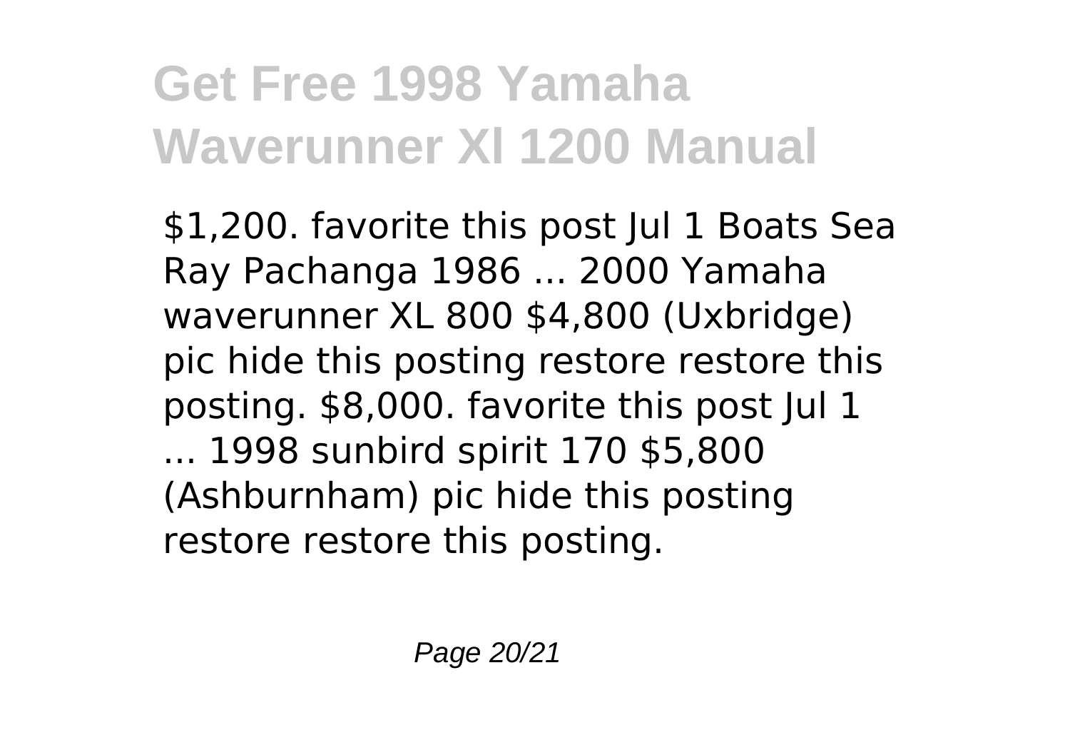# Get Free 1998 Yamaha Waverunner Xl 1200 Manual

$1,200. favorite this post Jul 1 Boats Sea Ray Pachanga 1986 ... 2000 Yamaha waverunner XL 800 $4,800 (Uxbridge) pic hide this posting restore restore this posting. $8,000. favorite this post Jul 1 ... 1998 sunbird spirit 170 $5,800 (Ashburnham) pic hide this posting restore restore this posting.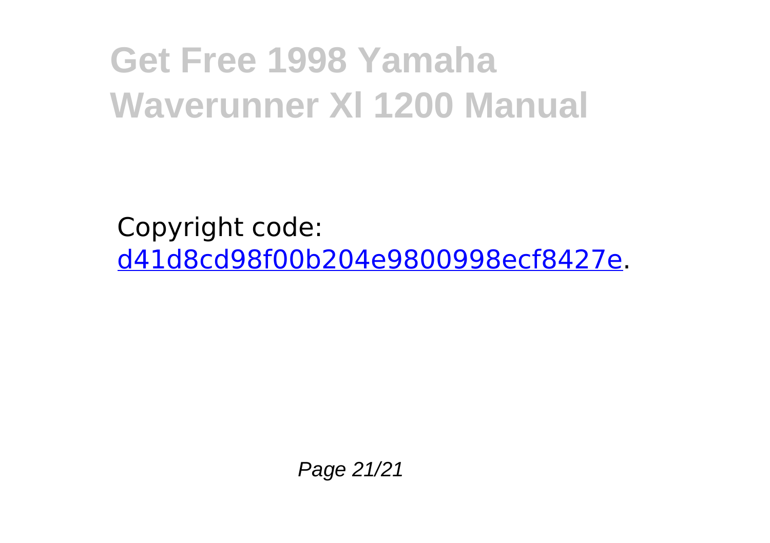Copyright code: d41d8cd98f00b204e9800998ecf8427e.